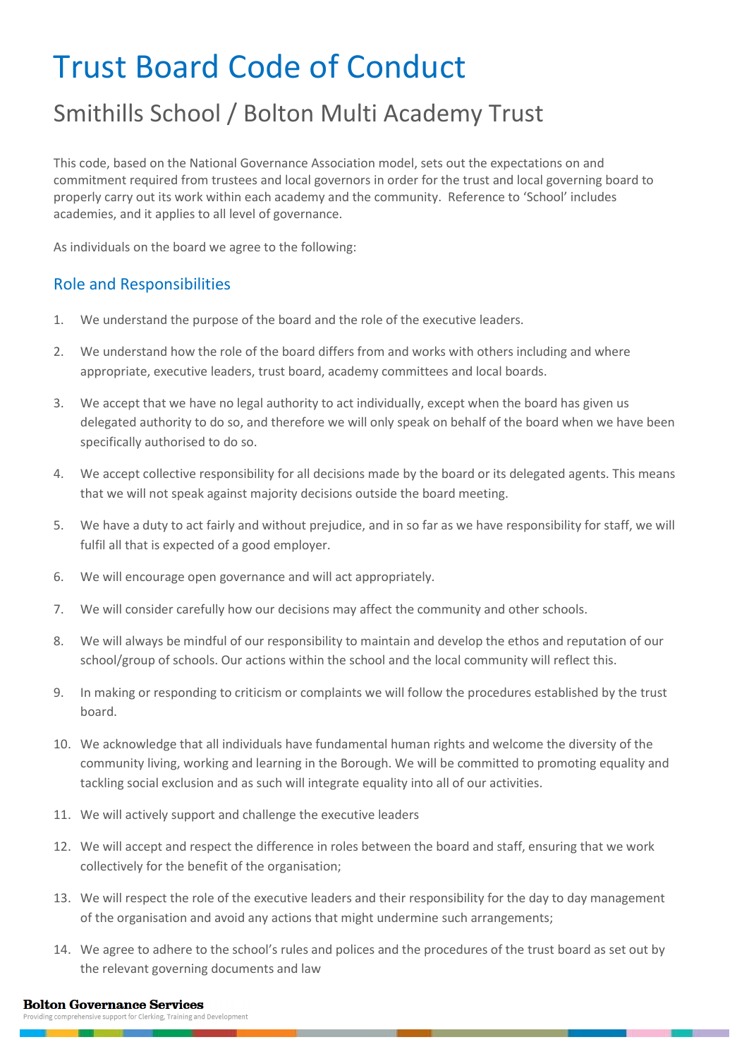# Trust Board Code of Conduct

## Smithills School / Bolton Multi Academy Trust

This code, based on the National Governance Association model, sets out the expectations on and commitment required from trustees and local governors in order for the trust and local governing board to properly carry out its work within each academy and the community. Reference to 'School' includes academies, and it applies to all level of governance.

As individuals on the board we agree to the following:

### Role and Responsibilities

1. We understand the purpose of the board and the role of the executive leaders.
2. We understand how the role of the board differs from and works with others including and where appropriate, executive leaders, trust board, academy committees and local boards.
3. We accept that we have no legal authority to act individually, except when the board has given us delegated authority to do so, and therefore we will only speak on behalf of the board when we have been specifically authorised to do so.
4. We accept collective responsibility for all decisions made by the board or its delegated agents. This means that we will not speak against majority decisions outside the board meeting.
5. We have a duty to act fairly and without prejudice, and in so far as we have responsibility for staff, we will fulfil all that is expected of a good employer.
6. We will encourage open governance and will act appropriately.
7. We will consider carefully how our decisions may affect the community and other schools.
8. We will always be mindful of our responsibility to maintain and develop the ethos and reputation of our school/group of schools. Our actions within the school and the local community will reflect this.
9. In making or responding to criticism or complaints we will follow the procedures established by the trust board.
10. We acknowledge that all individuals have fundamental human rights and welcome the diversity of the community living, working and learning in the Borough. We will be committed to promoting equality and tackling social exclusion and as such will integrate equality into all of our activities.
11. We will actively support and challenge the executive leaders
12. We will accept and respect the difference in roles between the board and staff, ensuring that we work collectively for the benefit of the organisation;
13. We will respect the role of the executive leaders and their responsibility for the day to day management of the organisation and avoid any actions that might undermine such arrangements;
14. We agree to adhere to the school's rules and polices and the procedures of the trust board as set out by the relevant governing documents and law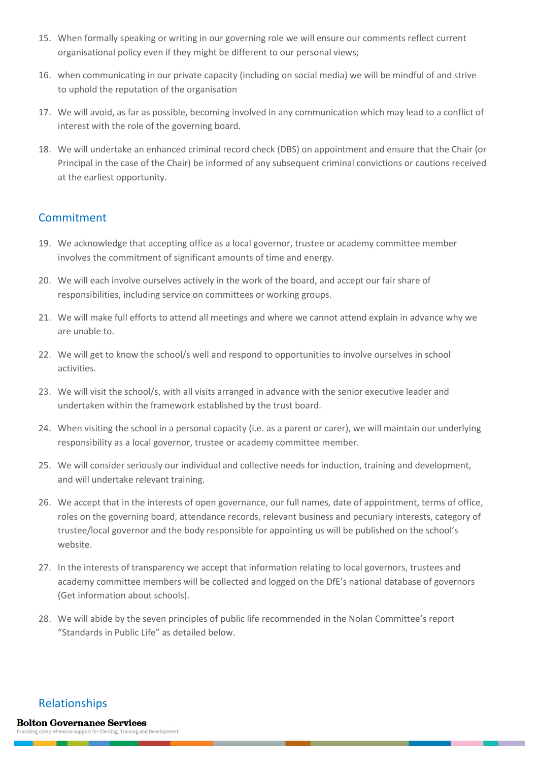15. When formally speaking or writing in our governing role we will ensure our comments reflect current organisational policy even if they might be different to our personal views;
16. when communicating in our private capacity (including on social media) we will be mindful of and strive to uphold the reputation of the organisation
17. We will avoid, as far as possible, becoming involved in any communication which may lead to a conflict of interest with the role of the governing board.
18. We will undertake an enhanced criminal record check (DBS) on appointment and ensure that the Chair (or Principal in the case of the Chair) be informed of any subsequent criminal convictions or cautions received at the earliest opportunity.

## Commitment

19. We acknowledge that accepting office as a local governor, trustee or academy committee member involves the commitment of significant amounts of time and energy.
20. We will each involve ourselves actively in the work of the board, and accept our fair share of responsibilities, including service on committees or working groups.
21. We will make full efforts to attend all meetings and where we cannot attend explain in advance why we are unable to.
22. We will get to know the school/s well and respond to opportunities to involve ourselves in school activities.
23. We will visit the school/s, with all visits arranged in advance with the senior executive leader and undertaken within the framework established by the trust board.
24. When visiting the school in a personal capacity (i.e. as a parent or carer), we will maintain our underlying responsibility as a local governor, trustee or academy committee member.
25. We will consider seriously our individual and collective needs for induction, training and development, and will undertake relevant training.
26. We accept that in the interests of open governance, our full names, date of appointment, terms of office, roles on the governing board, attendance records, relevant business and pecuniary interests, category of trustee/local governor and the body responsible for appointing us will be published on the school's website.
27. In the interests of transparency we accept that information relating to local governors, trustees and academy committee members will be collected and logged on the DfE's national database of governors (Get information about schools).
28. We will abide by the seven principles of public life recommended in the Nolan Committee's report "Standards in Public Life" as detailed below.

## Relationships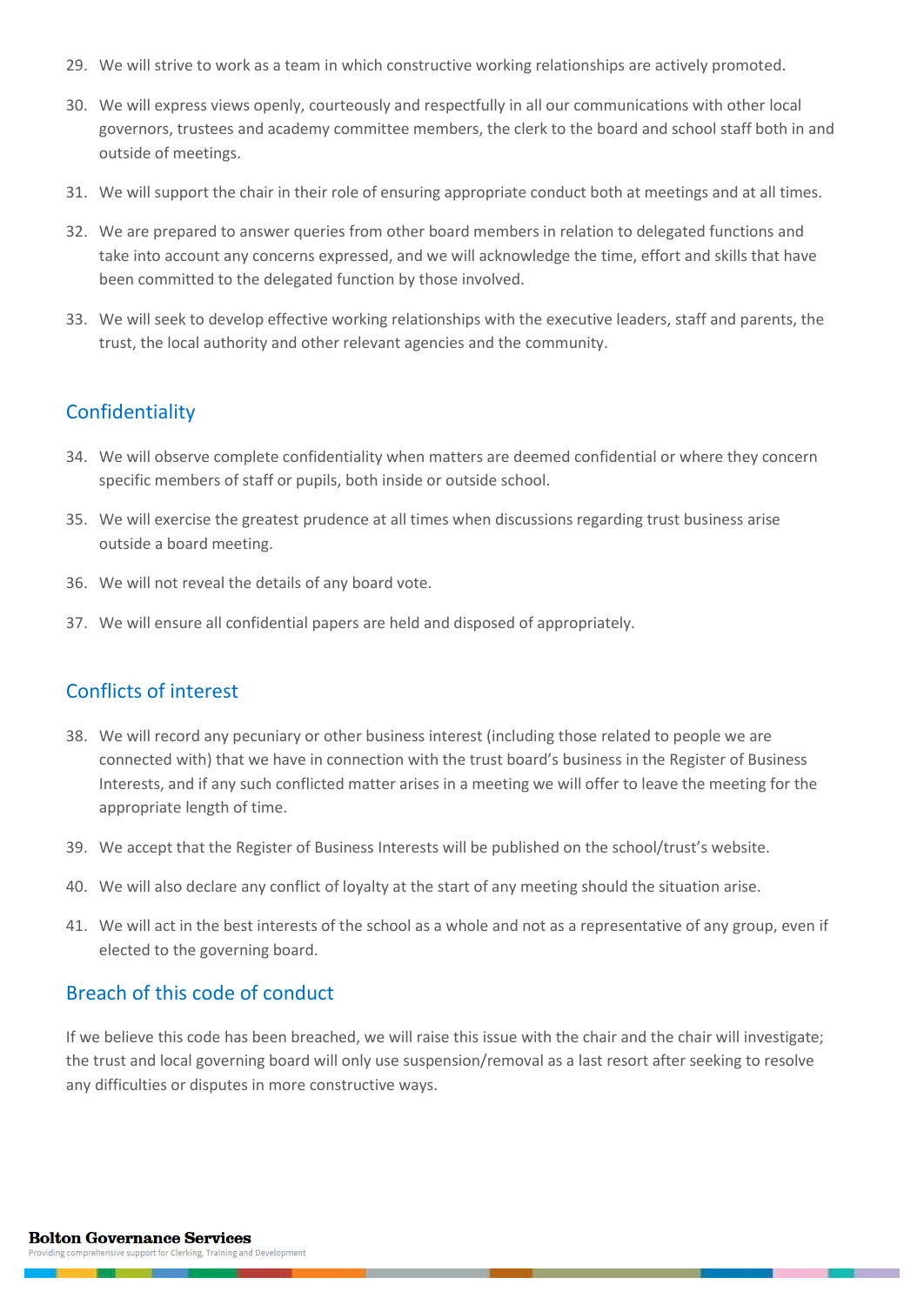29. We will strive to work as a team in which constructive working relationships are actively promoted.

30. We will express views openly, courteously and respectfully in all our communications with other local governors, trustees and academy committee members, the clerk to the board and school staff both in and outside of meetings.

31. We will support the chair in their role of ensuring appropriate conduct both at meetings and at all times.

32. We are prepared to answer queries from other board members in relation to delegated functions and take into account any concerns expressed, and we will acknowledge the time, effort and skills that have been committed to the delegated function by those involved.

33. We will seek to develop effective working relationships with the executive leaders, staff and parents, the trust, the local authority and other relevant agencies and the community.

## Confidentiality

34. We will observe complete confidentiality when matters are deemed confidential or where they concern specific members of staff or pupils, both inside or outside school.

35. We will exercise the greatest prudence at all times when discussions regarding trust business arise outside a board meeting.

36. We will not reveal the details of any board vote.

37. We will ensure all confidential papers are held and disposed of appropriately.

## Conflicts of interest

38. We will record any pecuniary or other business interest (including those related to people we are connected with) that we have in connection with the trust board's business in the Register of Business Interests, and if any such conflicted matter arises in a meeting we will offer to leave the meeting for the appropriate length of time.

39. We accept that the Register of Business Interests will be published on the school/trust's website.

40. We will also declare any conflict of loyalty at the start of any meeting should the situation arise.

41. We will act in the best interests of the school as a whole and not as a representative of any group, even if elected to the governing board.

## Breach of this code of conduct

If we believe this code has been breached, we will raise this issue with the chair and the chair will investigate; the trust and local governing board will only use suspension/removal as a last resort after seeking to resolve any difficulties or disputes in more constructive ways.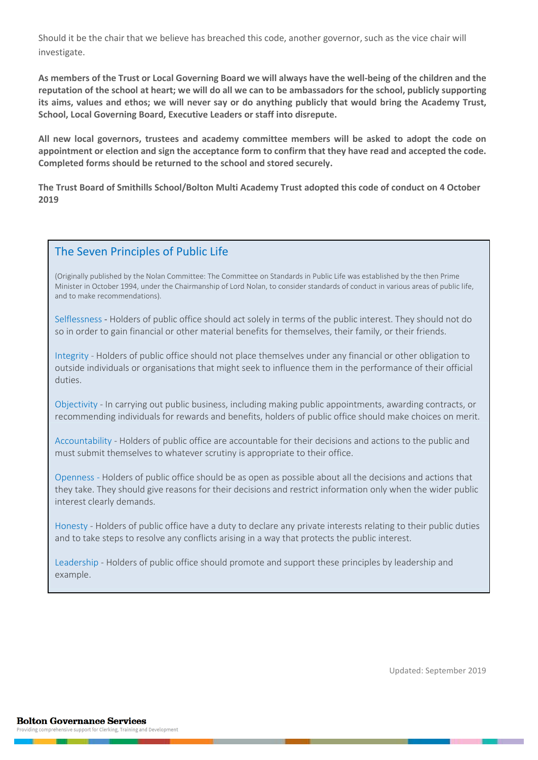Should it be the chair that we believe has breached this code, another governor, such as the vice chair will investigate.

**As members of the Trust or Local Governing Board we will always have the well-being of the children and the reputation of the school at heart; we will do all we can to be ambassadors for the school, publicly supporting its aims, values and ethos; we will never say or do anything publicly that would bring the Academy Trust, School, Local Governing Board, Executive Leaders or staff into disrepute.**

**All new local governors, trustees and academy committee members will be asked to adopt the code on appointment or election and sign the acceptance form to confirm that they have read and accepted the code. Completed forms should be returned to the school and stored securely.**

**The Trust Board of Smithills School/Bolton Multi Academy Trust adopted this code of conduct on 4 October 2019**

## The Seven Principles of Public Life

(Originally published by the Nolan Committee: The Committee on Standards in Public Life was established by the then Prime Minister in October 1994, under the Chairmanship of Lord Nolan, to consider standards of conduct in various areas of public life, and to make recommendations).

Selflessness - Holders of public office should act solely in terms of the public interest. They should not do so in order to gain financial or other material benefits for themselves, their family, or their friends.

Integrity - Holders of public office should not place themselves under any financial or other obligation to outside individuals or organisations that might seek to influence them in the performance of their official duties.

Objectivity - In carrying out public business, including making public appointments, awarding contracts, or recommending individuals for rewards and benefits, holders of public office should make choices on merit.

Accountability - Holders of public office are accountable for their decisions and actions to the public and must submit themselves to whatever scrutiny is appropriate to their office.

Openness - Holders of public office should be as open as possible about all the decisions and actions that they take. They should give reasons for their decisions and restrict information only when the wider public interest clearly demands.

Honesty - Holders of public office have a duty to declare any private interests relating to their public duties and to take steps to resolve any conflicts arising in a way that protects the public interest.

Leadership - Holders of public office should promote and support these principles by leadership and example.

Updated: September 2019